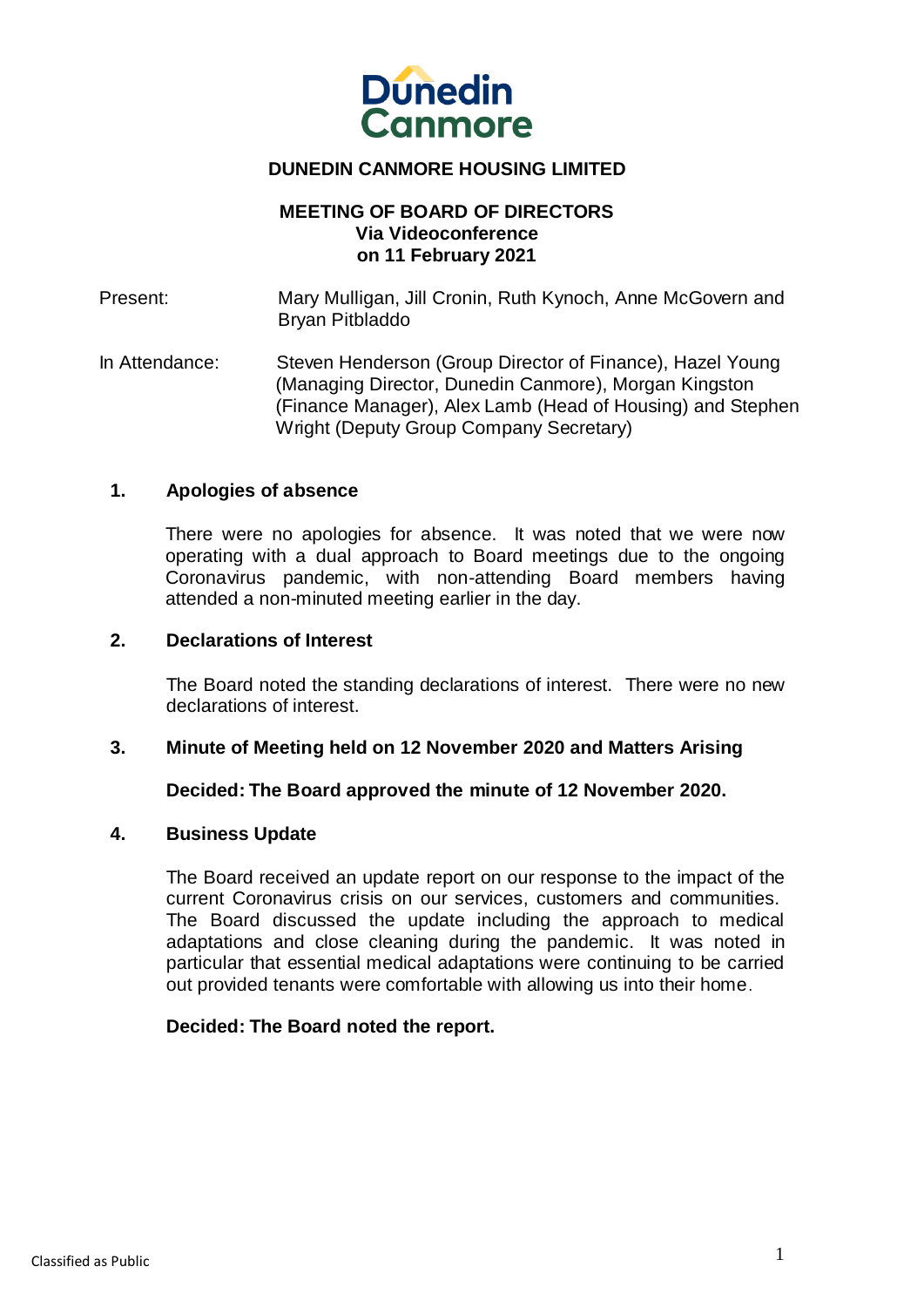Dúnedin Canmore

# DUNEDIN CANMORE HOUSING LIMITED

## MEETING OF BOARD OF DIRECTORS
**Via Videoconference**
**on 11 February 2021**

Present: Mary Mulligan, Jill Cronin, Ruth Kynoch, Anne McGovern and Bryan Pitbladdo

In Attendance: Steven Henderson (Group Director of Finance), Hazel Young (Managing Director, Dunedin Canmore), Morgan Kingston (Finance Manager), Alex Lamb (Head of Housing) and Stephen Wright (Deputy Group Company Secretary)

### 1. Apologies of absence

There were no apologies for absence. It was noted that we were now operating with a dual approach to Board meetings due to the ongoing Coronavirus pandemic, with non-attending Board members having attended a non-minuted meeting earlier in the day.

### 2. Declarations of Interest

The Board noted the standing declarations of interest. There were no new declarations of interest.

### 3. Minute of Meeting held on 12 November 2020 and Matters Arising

**Decided: The Board approved the minute of 12 November 2020.**

### 4. Business Update

The Board received an update report on our response to the impact of the current Coronavirus crisis on our services, customers and communities. The Board discussed the update including the approach to medical adaptations and close cleaning during the pandemic. It was noted in particular that essential medical adaptations were continuing to be carried out provided tenants were comfortable with allowing us into their home.

**Decided: The Board noted the report.**

Classified as Public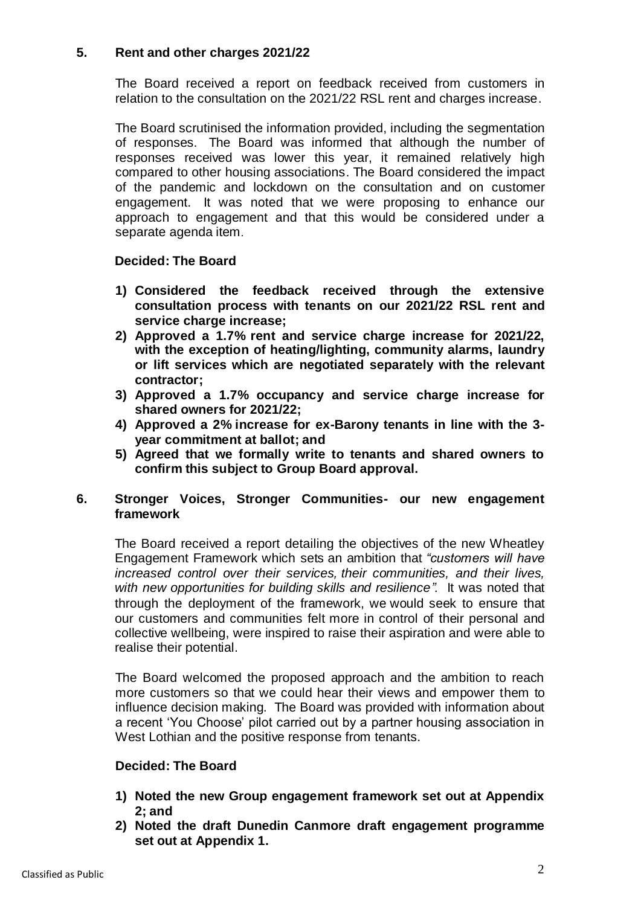## 5. Rent and other charges 2021/22

The Board received a report on feedback received from customers in relation to the consultation on the 2021/22 RSL rent and charges increase.

The Board scrutinised the information provided, including the segmentation of responses. The Board was informed that although the number of responses received was lower this year, it remained relatively high compared to other housing associations. The Board considered the impact of the pandemic and lockdown on the consultation and on customer engagement. It was noted that we were proposing to enhance our approach to engagement and that this would be considered under a separate agenda item.

**Decided: The Board**

1) **Considered the feedback received through the extensive consultation process with tenants on our 2021/22 RSL rent and service charge increase;**
2) **Approved a 1.7% rent and service charge increase for 2021/22, with the exception of heating/lighting, community alarms, laundry or lift services which are negotiated separately with the relevant contractor;**
3) **Approved a 1.7% occupancy and service charge increase for shared owners for 2021/22;**
4) **Approved a 2% increase for ex-Barony tenants in line with the 3-year commitment at ballot; and**
5) **Agreed that we formally write to tenants and shared owners to confirm this subject to Group Board approval.**

## 6. Stronger Voices, Stronger Communities- our new engagement framework

The Board received a report detailing the objectives of the new Wheatley Engagement Framework which sets an ambition that *"customers will have increased control over their services, their communities, and their lives, with new opportunities for building skills and resilience"*. It was noted that through the deployment of the framework, we would seek to ensure that our customers and communities felt more in control of their personal and collective wellbeing, were inspired to raise their aspiration and were able to realise their potential.

The Board welcomed the proposed approach and the ambition to reach more customers so that we could hear their views and empower them to influence decision making. The Board was provided with information about a recent 'You Choose' pilot carried out by a partner housing association in West Lothian and the positive response from tenants.

**Decided: The Board**

1) **Noted the new Group engagement framework set out at Appendix 2; and**
2) **Noted the draft Dunedin Canmore draft engagement programme set out at Appendix 1.**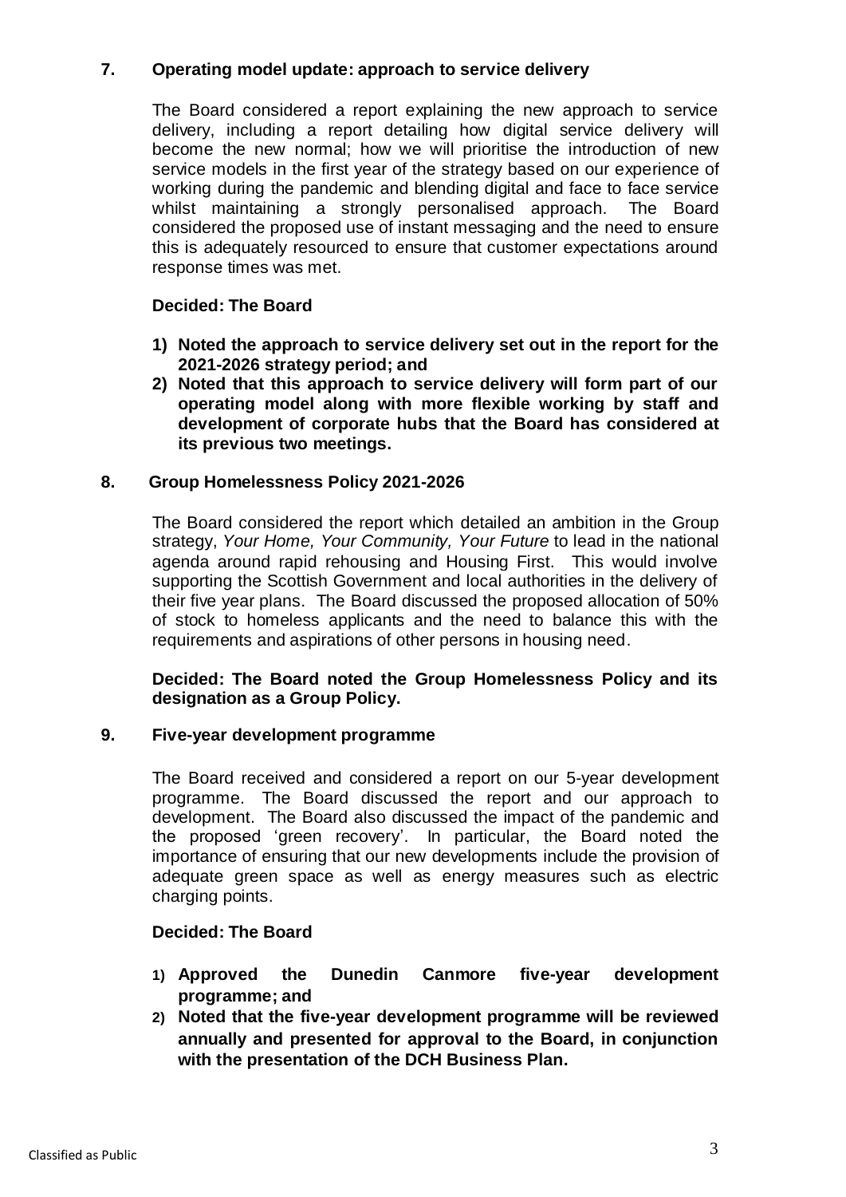## 7. Operating model update: approach to service delivery

The Board considered a report explaining the new approach to service delivery, including a report detailing how digital service delivery will become the new normal; how we will prioritise the introduction of new service models in the first year of the strategy based on our experience of working during the pandemic and blending digital and face to face service whilst maintaining a strongly personalised approach. The Board considered the proposed use of instant messaging and the need to ensure this is adequately resourced to ensure that customer expectations around response times was met.

**Decided: The Board**

1) **Noted the approach to service delivery set out in the report for the 2021-2026 strategy period; and**
2) **Noted that this approach to service delivery will form part of our operating model along with more flexible working by staff and development of corporate hubs that the Board has considered at its previous two meetings.**

## 8. Group Homelessness Policy 2021-2026

The Board considered the report which detailed an ambition in the Group strategy, *Your Home, Your Community, Your Future* to lead in the national agenda around rapid rehousing and Housing First. This would involve supporting the Scottish Government and local authorities in the delivery of their five year plans. The Board discussed the proposed allocation of 50% of stock to homeless applicants and the need to balance this with the requirements and aspirations of other persons in housing need.

**Decided: The Board noted the Group Homelessness Policy and its designation as a Group Policy.**

## 9. Five-year development programme

The Board received and considered a report on our 5-year development programme. The Board discussed the report and our approach to development. The Board also discussed the impact of the pandemic and the proposed 'green recovery'. In particular, the Board noted the importance of ensuring that our new developments include the provision of adequate green space as well as energy measures such as electric charging points.

**Decided: The Board**

1) **Approved the Dunedin Canmore five-year development programme; and**
2) **Noted that the five-year development programme will be reviewed annually and presented for approval to the Board, in conjunction with the presentation of the DCH Business Plan.**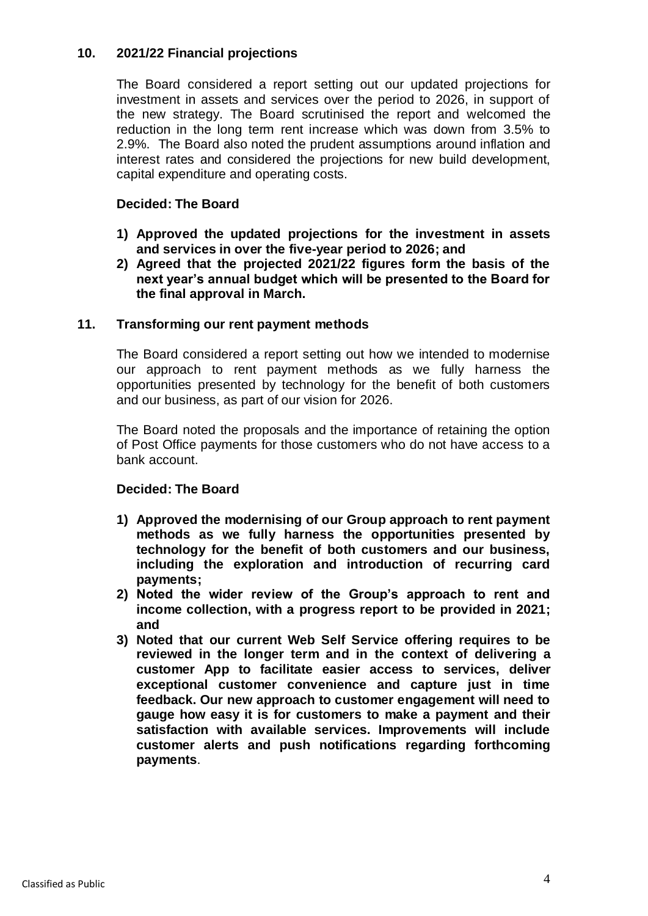## 10. 2021/22 Financial projections

The Board considered a report setting out our updated projections for investment in assets and services over the period to 2026, in support of the new strategy. The Board scrutinised the report and welcomed the reduction in the long term rent increase which was down from 3.5% to 2.9%. The Board also noted the prudent assumptions around inflation and interest rates and considered the projections for new build development, capital expenditure and operating costs.

**Decided: The Board**

1) **Approved the updated projections for the investment in assets and services in over the five-year period to 2026; and**
2) **Agreed that the projected 2021/22 figures form the basis of the next year's annual budget which will be presented to the Board for the final approval in March.**

## 11. Transforming our rent payment methods

The Board considered a report setting out how we intended to modernise our approach to rent payment methods as we fully harness the opportunities presented by technology for the benefit of both customers and our business, as part of our vision for 2026.

The Board noted the proposals and the importance of retaining the option of Post Office payments for those customers who do not have access to a bank account.

**Decided: The Board**

1) **Approved the modernising of our Group approach to rent payment methods as we fully harness the opportunities presented by technology for the benefit of both customers and our business, including the exploration and introduction of recurring card payments;**
2) **Noted the wider review of the Group's approach to rent and income collection, with a progress report to be provided in 2021; and**
3) **Noted that our current Web Self Service offering requires to be reviewed in the longer term and in the context of delivering a customer App to facilitate easier access to services, deliver exceptional customer convenience and capture just in time feedback. Our new approach to customer engagement will need to gauge how easy it is for customers to make a payment and their satisfaction with available services. Improvements will include customer alerts and push notifications regarding forthcoming payments**.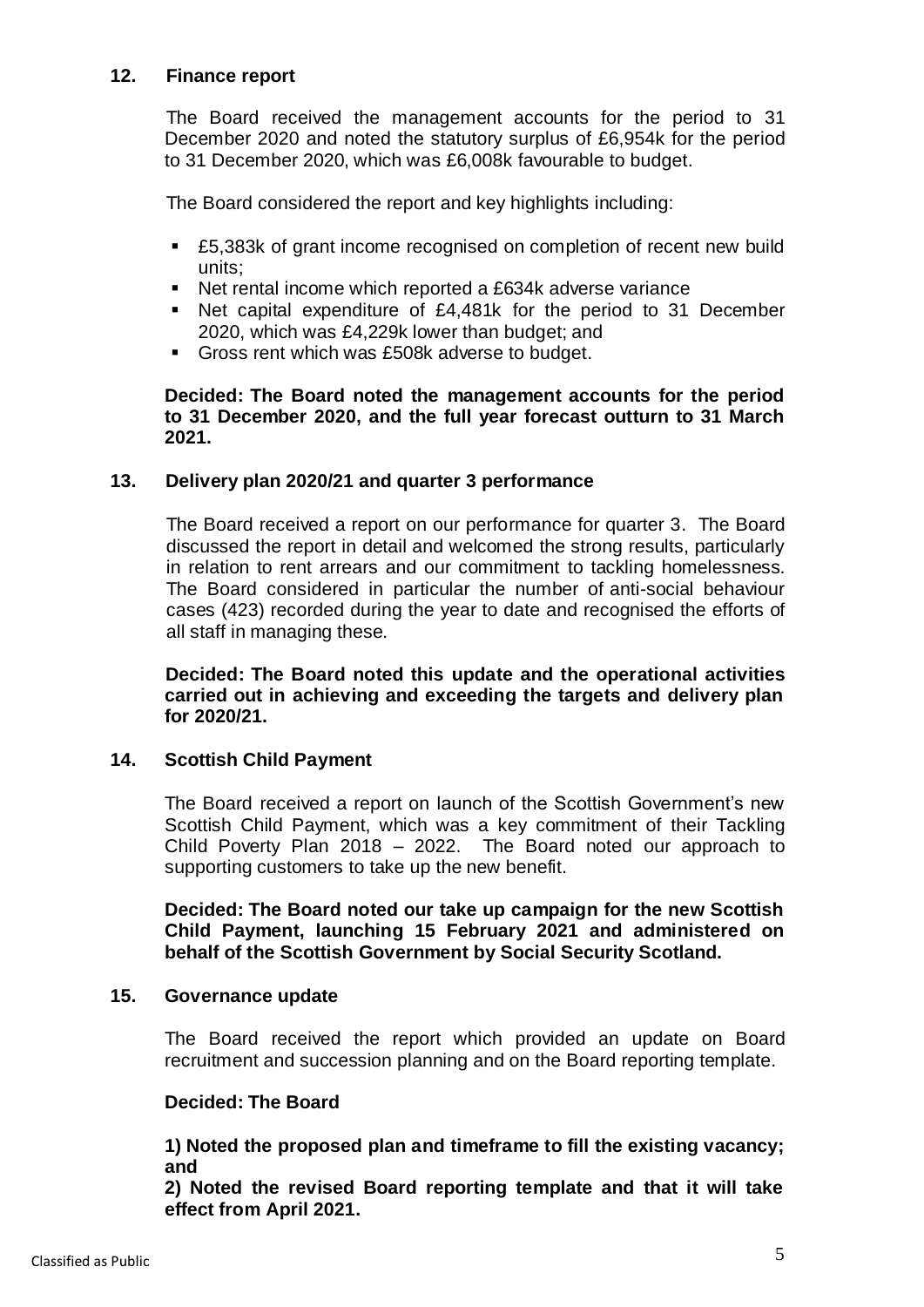## 12. Finance report

The Board received the management accounts for the period to 31 December 2020 and noted the statutory surplus of £6,954k for the period to 31 December 2020, which was £6,008k favourable to budget.

The Board considered the report and key highlights including:

- £5,383k of grant income recognised on completion of recent new build units;
- Net rental income which reported a £634k adverse variance
- Net capital expenditure of £4,481k for the period to 31 December 2020, which was £4,229k lower than budget; and
- Gross rent which was £508k adverse to budget.

**Decided: The Board noted the management accounts for the period to 31 December 2020, and the full year forecast outturn to 31 March 2021.**

## 13. Delivery plan 2020/21 and quarter 3 performance

The Board received a report on our performance for quarter 3. The Board discussed the report in detail and welcomed the strong results, particularly in relation to rent arrears and our commitment to tackling homelessness. The Board considered in particular the number of anti-social behaviour cases (423) recorded during the year to date and recognised the efforts of all staff in managing these.

**Decided: The Board noted this update and the operational activities carried out in achieving and exceeding the targets and delivery plan for 2020/21.**

## 14. Scottish Child Payment

The Board received a report on launch of the Scottish Government's new Scottish Child Payment, which was a key commitment of their Tackling Child Poverty Plan 2018 – 2022. The Board noted our approach to supporting customers to take up the new benefit.

**Decided: The Board noted our take up campaign for the new Scottish Child Payment, launching 15 February 2021 and administered on behalf of the Scottish Government by Social Security Scotland.**

## 15. Governance update

The Board received the report which provided an update on Board recruitment and succession planning and on the Board reporting template.

**Decided: The Board**

**1) Noted the proposed plan and timeframe to fill the existing vacancy; and**

**2) Noted the revised Board reporting template and that it will take effect from April 2021.**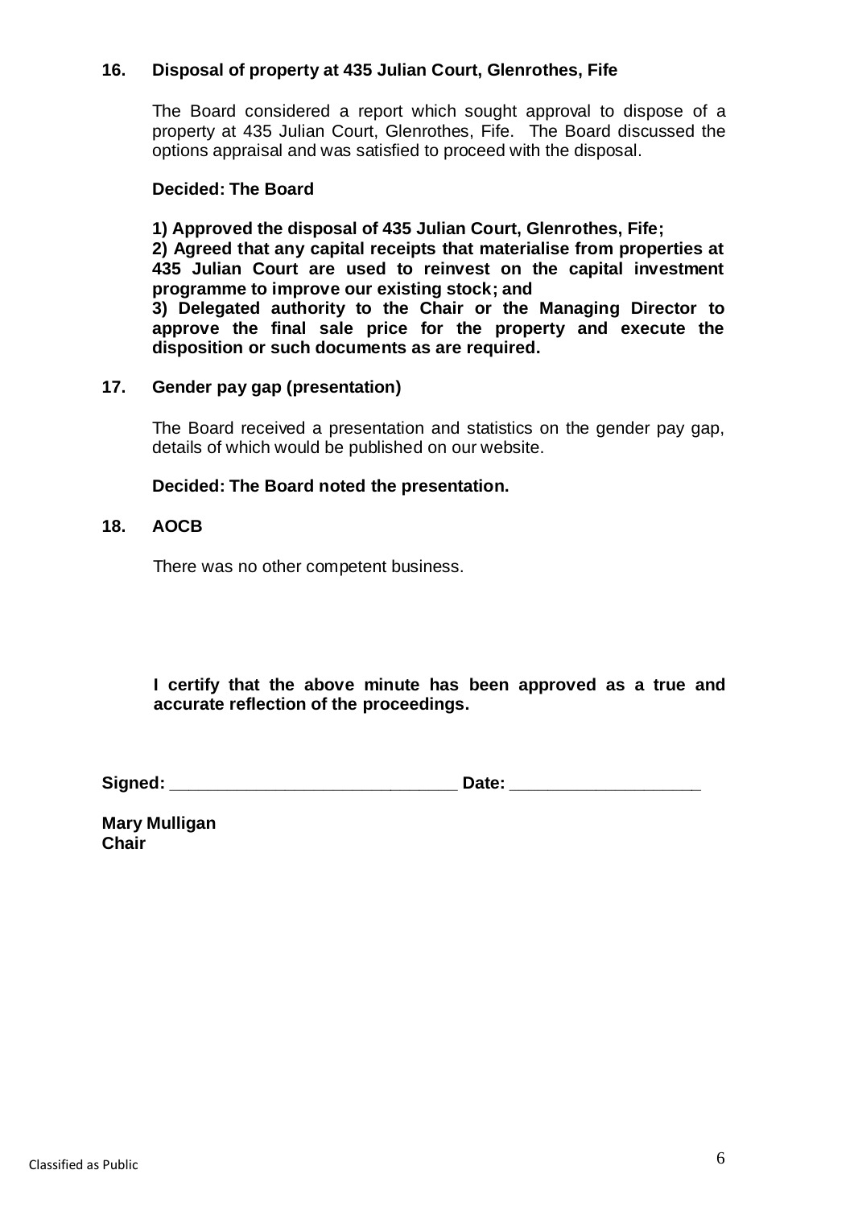**16. Disposal of property at 435 Julian Court, Glenrothes, Fife**

The Board considered a report which sought approval to dispose of a property at 435 Julian Court, Glenrothes, Fife. The Board discussed the options appraisal and was satisfied to proceed with the disposal.

**Decided: The Board**

**1) Approved the disposal of 435 Julian Court, Glenrothes, Fife;**
**2) Agreed that any capital receipts that materialise from properties at 435 Julian Court are used to reinvest on the capital investment programme to improve our existing stock; and**
**3) Delegated authority to the Chair or the Managing Director to approve the final sale price for the property and execute the disposition or such documents as are required.**

**17. Gender pay gap (presentation)**

The Board received a presentation and statistics on the gender pay gap, details of which would be published on our website.

**Decided: The Board noted the presentation.**

**18. AOCB**

There was no other competent business.

**I certify that the above minute has been approved as a true and accurate reflection of the proceedings.**

**Signed: _____________________________ Date: ___________________**

**Mary Mulligan**
**Chair**

Classified as Public